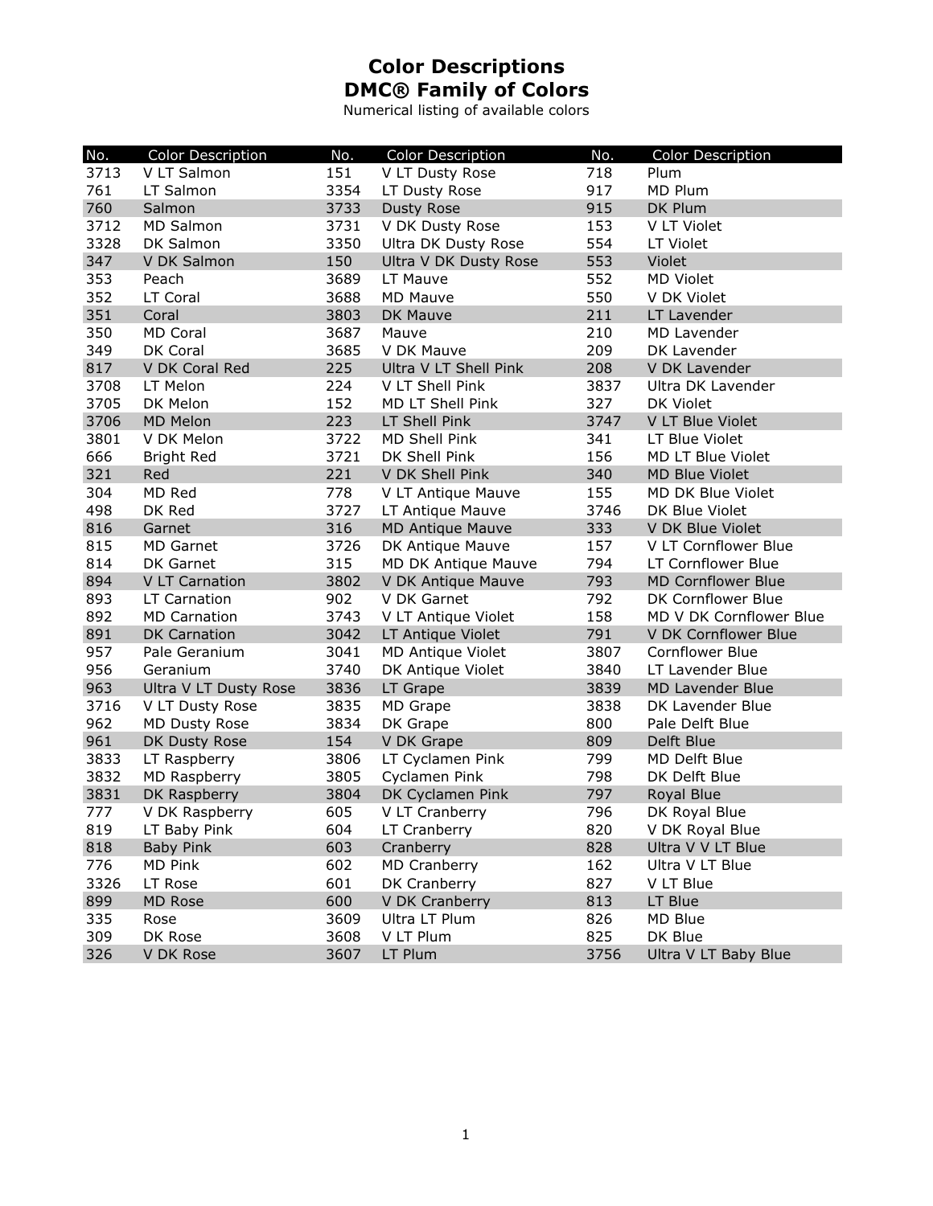# Color Descriptions
# DMC® Family of Colors

Numerical listing of available colors

| No. | Color Description | No. | Color Description | No. | Color Description |
|---|---|---|---|---|---|
| 3713 | V LT Salmon | 151 | V LT Dusty Rose | 718 | Plum |
| 761 | LT Salmon | 3354 | LT Dusty Rose | 917 | MD Plum |
| 760 | Salmon | 3733 | Dusty Rose | 915 | DK Plum |
| 3712 | MD Salmon | 3731 | V DK Dusty Rose | 153 | V LT Violet |
| 3328 | DK Salmon | 3350 | Ultra DK Dusty Rose | 554 | LT Violet |
| 347 | V DK Salmon | 150 | Ultra V DK Dusty Rose | 553 | Violet |
| 353 | Peach | 3689 | LT Mauve | 552 | MD Violet |
| 352 | LT Coral | 3688 | MD Mauve | 550 | V DK Violet |
| 351 | Coral | 3803 | DK Mauve | 211 | LT Lavender |
| 350 | MD Coral | 3687 | Mauve | 210 | MD Lavender |
| 349 | DK Coral | 3685 | V DK Mauve | 209 | DK Lavender |
| 817 | V DK Coral Red | 225 | Ultra V LT Shell Pink | 208 | V DK Lavender |
| 3708 | LT Melon | 224 | V LT Shell Pink | 3837 | Ultra DK Lavender |
| 3705 | DK Melon | 152 | MD LT Shell Pink | 327 | DK Violet |
| 3706 | MD Melon | 223 | LT Shell Pink | 3747 | V LT Blue Violet |
| 3801 | V DK Melon | 3722 | MD Shell Pink | 341 | LT Blue Violet |
| 666 | Bright Red | 3721 | DK Shell Pink | 156 | MD LT Blue Violet |
| 321 | Red | 221 | V DK Shell Pink | 340 | MD Blue Violet |
| 304 | MD Red | 778 | V LT Antique Mauve | 155 | MD DK Blue Violet |
| 498 | DK Red | 3727 | LT Antique Mauve | 3746 | DK Blue Violet |
| 816 | Garnet | 316 | MD Antique Mauve | 333 | V DK Blue Violet |
| 815 | MD Garnet | 3726 | DK Antique Mauve | 157 | V LT Cornflower Blue |
| 814 | DK Garnet | 315 | MD DK Antique Mauve | 794 | LT Cornflower Blue |
| 894 | V LT Carnation | 3802 | V DK Antique Mauve | 793 | MD Cornflower Blue |
| 893 | LT Carnation | 902 | V DK Garnet | 792 | DK Cornflower Blue |
| 892 | MD Carnation | 3743 | V LT Antique Violet | 158 | MD V DK Cornflower Blue |
| 891 | DK Carnation | 3042 | LT Antique Violet | 791 | V DK Cornflower Blue |
| 957 | Pale Geranium | 3041 | MD Antique Violet | 3807 | Cornflower Blue |
| 956 | Geranium | 3740 | DK Antique Violet | 3840 | LT Lavender Blue |
| 963 | Ultra V LT Dusty Rose | 3836 | LT Grape | 3839 | MD Lavender Blue |
| 3716 | V LT Dusty Rose | 3835 | MD Grape | 3838 | DK Lavender Blue |
| 962 | MD Dusty Rose | 3834 | DK Grape | 800 | Pale Delft Blue |
| 961 | DK Dusty Rose | 154 | V DK Grape | 809 | Delft Blue |
| 3833 | LT Raspberry | 3806 | LT Cyclamen Pink | 799 | MD Delft Blue |
| 3832 | MD Raspberry | 3805 | Cyclamen Pink | 798 | DK Delft Blue |
| 3831 | DK Raspberry | 3804 | DK Cyclamen Pink | 797 | Royal Blue |
| 777 | V DK Raspberry | 605 | V LT Cranberry | 796 | DK Royal Blue |
| 819 | LT Baby Pink | 604 | LT Cranberry | 820 | V DK Royal Blue |
| 818 | Baby Pink | 603 | Cranberry | 828 | Ultra V V LT Blue |
| 776 | MD Pink | 602 | MD Cranberry | 162 | Ultra V LT Blue |
| 3326 | LT Rose | 601 | DK Cranberry | 827 | V LT Blue |
| 899 | MD Rose | 600 | V DK Cranberry | 813 | LT Blue |
| 335 | Rose | 3609 | Ultra LT Plum | 826 | MD Blue |
| 309 | DK Rose | 3608 | V LT Plum | 825 | DK Blue |
| 326 | V DK Rose | 3607 | LT Plum | 3756 | Ultra V LT Baby Blue |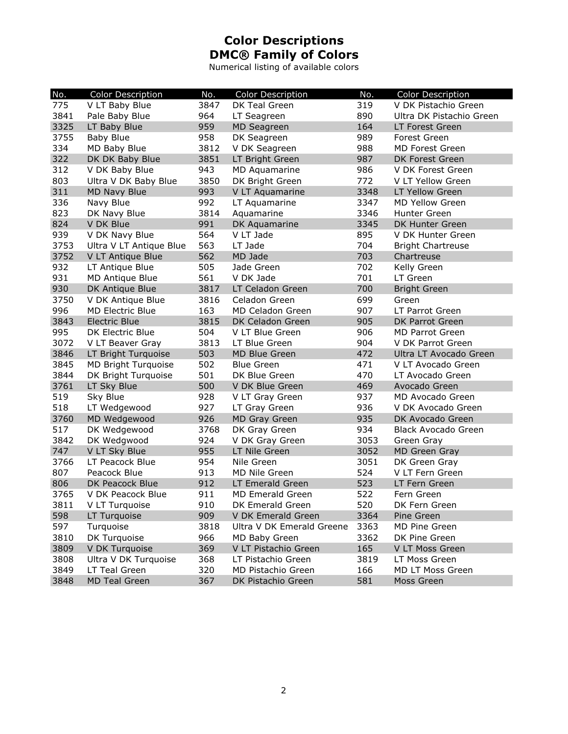# Color Descriptions
# DMC® Family of Colors

Numerical listing of available colors

| No. | Color Description | No. | Color Description | No. | Color Description |
|---|---|---|---|---|---|
| 775 | V LT Baby Blue | 3847 | DK Teal Green | 319 | V DK Pistachio Green |
| 3841 | Pale Baby Blue | 964 | LT Seagreen | 890 | Ultra DK Pistachio Green |
| 3325 | LT Baby Blue | 959 | MD Seagreen | 164 | LT Forest Green |
| 3755 | Baby Blue | 958 | DK Seagreen | 989 | Forest Green |
| 334 | MD Baby Blue | 3812 | V DK Seagreen | 988 | MD Forest Green |
| 322 | DK DK Baby Blue | 3851 | LT Bright Green | 987 | DK Forest Green |
| 312 | V DK Baby Blue | 943 | MD Aquamarine | 986 | V DK Forest Green |
| 803 | Ultra V DK Baby Blue | 3850 | DK Bright Green | 772 | V LT Yellow Green |
| 311 | MD Navy Blue | 993 | V LT Aquamarine | 3348 | LT Yellow Green |
| 336 | Navy Blue | 992 | LT Aquamarine | 3347 | MD Yellow Green |
| 823 | DK Navy Blue | 3814 | Aquamarine | 3346 | Hunter Green |
| 824 | V DK Blue | 991 | DK Aquamarine | 3345 | DK Hunter Green |
| 939 | V DK Navy Blue | 564 | V LT Jade | 895 | V DK Hunter Green |
| 3753 | Ultra V LT Antique Blue | 563 | LT Jade | 704 | Bright Chartreuse |
| 3752 | V LT Antique Blue | 562 | MD Jade | 703 | Chartreuse |
| 932 | LT Antique Blue | 505 | Jade Green | 702 | Kelly Green |
| 931 | MD Antique Blue | 561 | V DK Jade | 701 | LT Green |
| 930 | DK Antique Blue | 3817 | LT Celadon Green | 700 | Bright Green |
| 3750 | V DK Antique Blue | 3816 | Celadon Green | 699 | Green |
| 996 | MD Electric Blue | 163 | MD Celadon Green | 907 | LT Parrot Green |
| 3843 | Electric Blue | 3815 | DK Celadon Green | 905 | DK Parrot Green |
| 995 | DK Electric Blue | 504 | V LT Blue Green | 906 | MD Parrot Green |
| 3072 | V LT Beaver Gray | 3813 | LT Blue Green | 904 | V DK Parrot Green |
| 3846 | LT Bright Turquoise | 503 | MD Blue Green | 472 | Ultra LT Avocado Green |
| 3845 | MD Bright Turquoise | 502 | Blue Green | 471 | V LT Avocado Green |
| 3844 | DK Bright Turquoise | 501 | DK Blue Green | 470 | LT Avocado Green |
| 3761 | LT Sky Blue | 500 | V DK Blue Green | 469 | Avocado Green |
| 519 | Sky Blue | 928 | V LT Gray Green | 937 | MD Avocado Green |
| 518 | LT Wedgewood | 927 | LT Gray Green | 936 | V DK Avocado Green |
| 3760 | MD Wedgewood | 926 | MD Gray Green | 935 | DK Avocado Green |
| 517 | DK Wedgewood | 3768 | DK Gray Green | 934 | Black Avocado Green |
| 3842 | DK Wedgwood | 924 | V DK Gray Green | 3053 | Green Gray |
| 747 | V LT Sky Blue | 955 | LT Nile Green | 3052 | MD Green Gray |
| 3766 | LT Peacock Blue | 954 | Nile Green | 3051 | DK Green Gray |
| 807 | Peacock Blue | 913 | MD Nile Green | 524 | V LT Fern Green |
| 806 | DK Peacock Blue | 912 | LT Emerald Green | 523 | LT Fern Green |
| 3765 | V DK Peacock Blue | 911 | MD Emerald Green | 522 | Fern Green |
| 3811 | V LT Turquoise | 910 | DK Emerald Green | 520 | DK Fern Green |
| 598 | LT Turquoise | 909 | V DK Emerald Green | 3364 | Pine Green |
| 597 | Turquoise | 3818 | Ultra V DK Emerald Greene | 3363 | MD Pine Green |
| 3810 | DK Turquoise | 966 | MD Baby Green | 3362 | DK Pine Green |
| 3809 | V DK Turquoise | 369 | V LT Pistachio Green | 165 | V LT Moss Green |
| 3808 | Ultra V DK Turquoise | 368 | LT Pistachio Green | 3819 | LT Moss Green |
| 3849 | LT Teal Green | 320 | MD Pistachio Green | 166 | MD LT Moss Green |
| 3848 | MD Teal Green | 367 | DK Pistachio Green | 581 | Moss Green |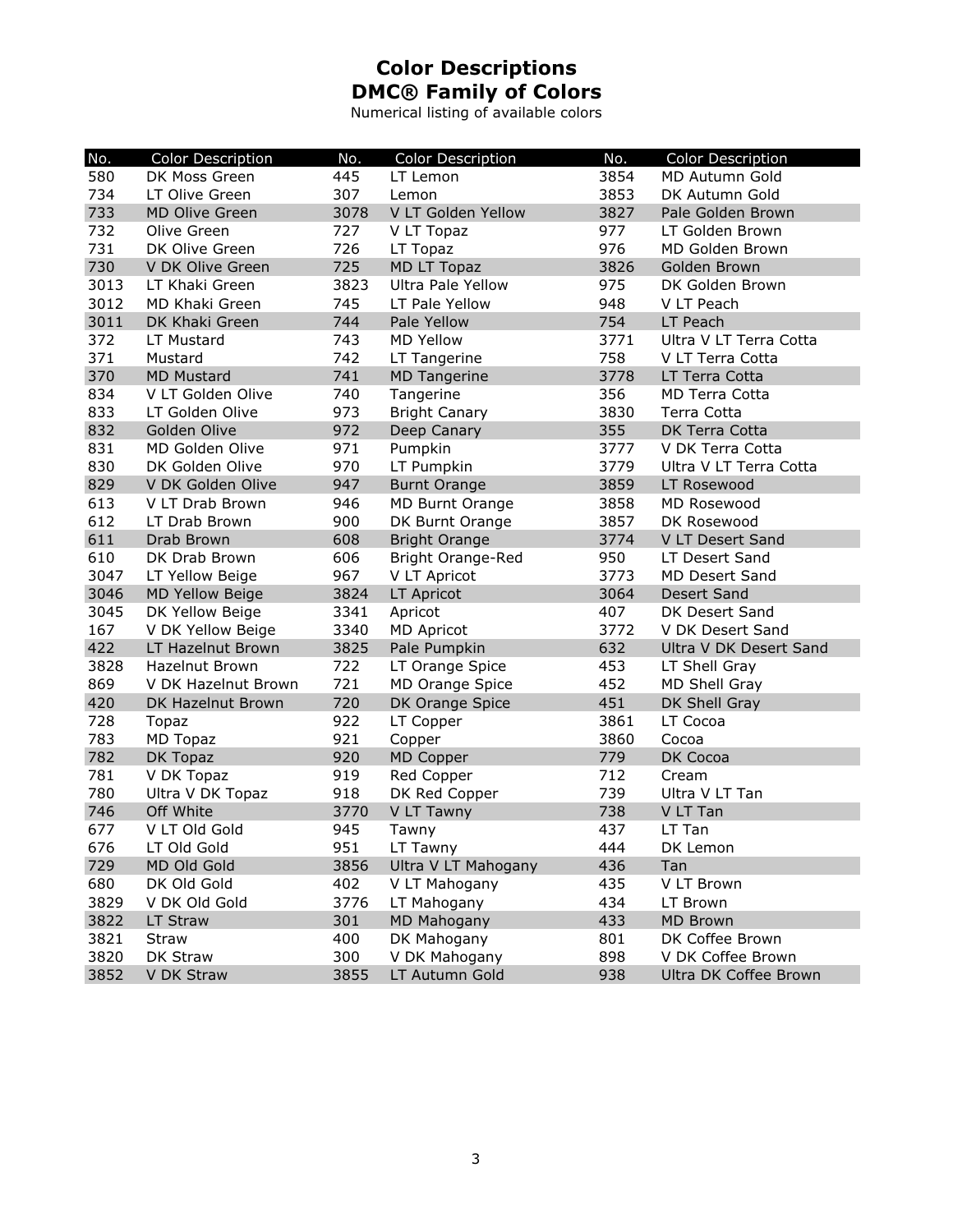# Color Descriptions
## DMC® Family of Colors

Numerical listing of available colors

| No. | Color Description | No. | Color Description | No. | Color Description |
|---|---|---|---|---|---|
| 580 | DK Moss Green | 445 | LT Lemon | 3854 | MD Autumn Gold |
| 734 | LT Olive Green | 307 | Lemon | 3853 | DK Autumn Gold |
| 733 | MD Olive Green | 3078 | V LT Golden Yellow | 3827 | Pale Golden Brown |
| 732 | Olive Green | 727 | V LT Topaz | 977 | LT Golden Brown |
| 731 | DK Olive Green | 726 | LT Topaz | 976 | MD Golden Brown |
| 730 | V DK Olive Green | 725 | MD LT Topaz | 3826 | Golden Brown |
| 3013 | LT Khaki Green | 3823 | Ultra Pale Yellow | 975 | DK Golden Brown |
| 3012 | MD Khaki Green | 745 | LT Pale Yellow | 948 | V LT Peach |
| 3011 | DK Khaki Green | 744 | Pale Yellow | 754 | LT Peach |
| 372 | LT Mustard | 743 | MD Yellow | 3771 | Ultra V LT Terra Cotta |
| 371 | Mustard | 742 | LT Tangerine | 758 | V LT Terra Cotta |
| 370 | MD Mustard | 741 | MD Tangerine | 3778 | LT Terra Cotta |
| 834 | V LT Golden Olive | 740 | Tangerine | 356 | MD Terra Cotta |
| 833 | LT Golden Olive | 973 | Bright Canary | 3830 | Terra Cotta |
| 832 | Golden Olive | 972 | Deep Canary | 355 | DK Terra Cotta |
| 831 | MD Golden Olive | 971 | Pumpkin | 3777 | V DK Terra Cotta |
| 830 | DK Golden Olive | 970 | LT Pumpkin | 3779 | Ultra V LT Terra Cotta |
| 829 | V DK Golden Olive | 947 | Burnt Orange | 3859 | LT Rosewood |
| 613 | V LT Drab Brown | 946 | MD Burnt Orange | 3858 | MD Rosewood |
| 612 | LT Drab Brown | 900 | DK Burnt Orange | 3857 | DK Rosewood |
| 611 | Drab Brown | 608 | Bright Orange | 3774 | V LT Desert Sand |
| 610 | DK Drab Brown | 606 | Bright Orange-Red | 950 | LT Desert Sand |
| 3047 | LT Yellow Beige | 967 | V LT Apricot | 3773 | MD Desert Sand |
| 3046 | MD Yellow Beige | 3824 | LT Apricot | 3064 | Desert Sand |
| 3045 | DK Yellow Beige | 3341 | Apricot | 407 | DK Desert Sand |
| 167 | V DK Yellow Beige | 3340 | MD Apricot | 3772 | V DK Desert Sand |
| 422 | LT Hazelnut Brown | 3825 | Pale Pumpkin | 632 | Ultra V DK Desert Sand |
| 3828 | Hazelnut Brown | 722 | LT Orange Spice | 453 | LT Shell Gray |
| 869 | V DK Hazelnut Brown | 721 | MD Orange Spice | 452 | MD Shell Gray |
| 420 | DK Hazelnut Brown | 720 | DK Orange Spice | 451 | DK Shell Gray |
| 728 | Topaz | 922 | LT Copper | 3861 | LT Cocoa |
| 783 | MD Topaz | 921 | Copper | 3860 | Cocoa |
| 782 | DK Topaz | 920 | MD Copper | 779 | DK Cocoa |
| 781 | V DK Topaz | 919 | Red Copper | 712 | Cream |
| 780 | Ultra V DK Topaz | 918 | DK Red Copper | 739 | Ultra V LT Tan |
| 746 | Off White | 3770 | V LT Tawny | 738 | V LT Tan |
| 677 | V LT Old Gold | 945 | Tawny | 437 | LT Tan |
| 676 | LT Old Gold | 951 | LT Tawny | 444 | DK Lemon |
| 729 | MD Old Gold | 3856 | Ultra V LT Mahogany | 436 | Tan |
| 680 | DK Old Gold | 402 | V LT Mahogany | 435 | V LT Brown |
| 3829 | V DK Old Gold | 3776 | LT Mahogany | 434 | LT Brown |
| 3822 | LT Straw | 301 | MD Mahogany | 433 | MD Brown |
| 3821 | Straw | 400 | DK Mahogany | 801 | DK Coffee Brown |
| 3820 | DK Straw | 300 | V DK Mahogany | 898 | V DK Coffee Brown |
| 3852 | V DK Straw | 3855 | LT Autumn Gold | 938 | Ultra DK Coffee Brown |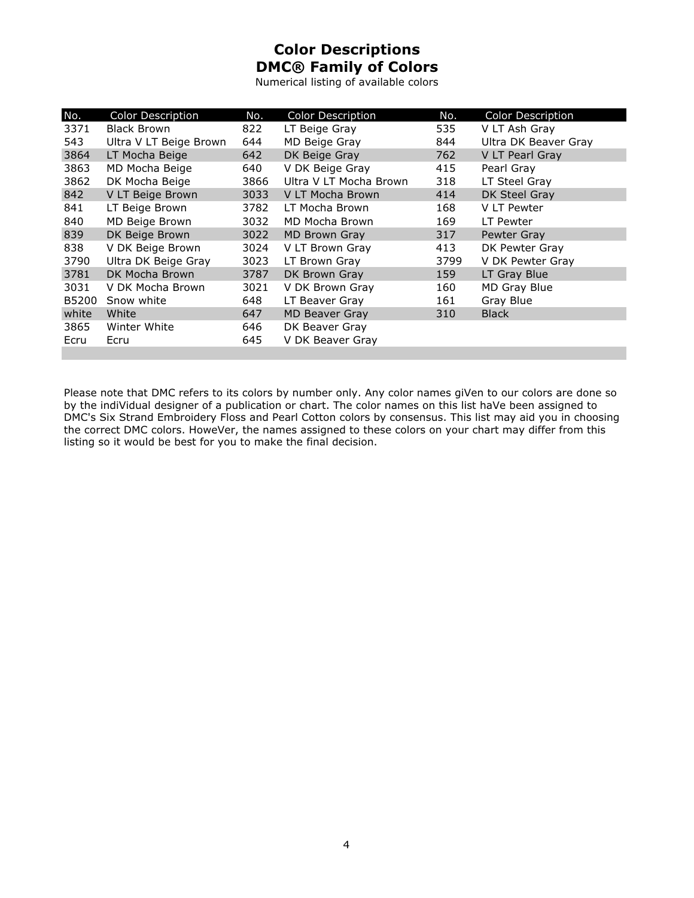# Color Descriptions
# DMC® Family of Colors

Numerical listing of available colors

| No. | Color Description | No. | Color Description | No. | Color Description |
|---|---|---|---|---|---|
| 3371 | Black Brown | 822 | LT Beige Gray | 535 | V LT Ash Gray |
| 543 | Ultra V LT Beige Brown | 644 | MD Beige Gray | 844 | Ultra DK Beaver Gray |
| 3864 | LT Mocha Beige | 642 | DK Beige Gray | 762 | V LT Pearl Gray |
| 3863 | MD Mocha Beige | 640 | V DK Beige Gray | 415 | Pearl Gray |
| 3862 | DK Mocha Beige | 3866 | Ultra V LT Mocha Brown | 318 | LT Steel Gray |
| 842 | V LT Beige Brown | 3033 | V LT Mocha Brown | 414 | DK Steel Gray |
| 841 | LT Beige Brown | 3782 | LT Mocha Brown | 168 | V LT Pewter |
| 840 | MD Beige Brown | 3032 | MD Mocha Brown | 169 | LT Pewter |
| 839 | DK Beige Brown | 3022 | MD Brown Gray | 317 | Pewter Gray |
| 838 | V DK Beige Brown | 3024 | V LT Brown Gray | 413 | DK Pewter Gray |
| 3790 | Ultra DK Beige Gray | 3023 | LT Brown Gray | 3799 | V DK Pewter Gray |
| 3781 | DK Mocha Brown | 3787 | DK Brown Gray | 159 | LT Gray Blue |
| 3031 | V DK Mocha Brown | 3021 | V DK Brown Gray | 160 | MD Gray Blue |
| B5200 | Snow white | 648 | LT Beaver Gray | 161 | Gray Blue |
| white | White | 647 | MD Beaver Gray | 310 | Black |
| 3865 | Winter White | 646 | DK Beaver Gray | | |
| Ecru | Ecru | 645 | V DK Beaver Gray | | |

Please note that DMC refers to its colors by number only. Any color names giVen to our colors are done so by the indiVidual designer of a publication or chart. The color names on this list haVe been assigned to DMC's Six Strand Embroidery Floss and Pearl Cotton colors by consensus. This list may aid you in choosing the correct DMC colors. HoweVer, the names assigned to these colors on your chart may differ from this listing so it would be best for you to make the final decision.